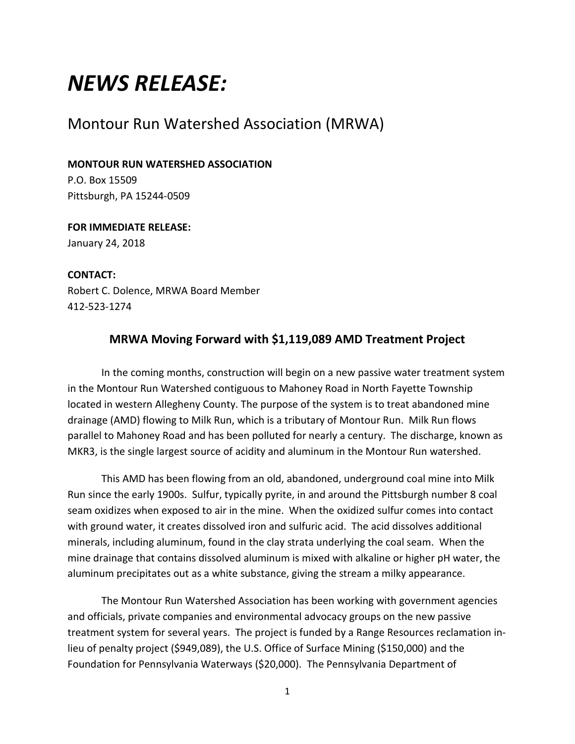# *NEWS RELEASE:*

## Montour Run Watershed Association (MRWA)

**MONTOUR RUN WATERSHED ASSOCIATION**
P.O. Box 15509
Pittsburgh, PA 15244-0509

**FOR IMMEDIATE RELEASE:**
January 24, 2018

**CONTACT:**
Robert C. Dolence, MRWA Board Member
412-523-1274

### MRWA Moving Forward with $1,119,089 AMD Treatment Project

In the coming months, construction will begin on a new passive water treatment system in the Montour Run Watershed contiguous to Mahoney Road in North Fayette Township located in western Allegheny County. The purpose of the system is to treat abandoned mine drainage (AMD) flowing to Milk Run, which is a tributary of Montour Run. Milk Run flows parallel to Mahoney Road and has been polluted for nearly a century. The discharge, known as MKR3, is the single largest source of acidity and aluminum in the Montour Run watershed.

This AMD has been flowing from an old, abandoned, underground coal mine into Milk Run since the early 1900s. Sulfur, typically pyrite, in and around the Pittsburgh number 8 coal seam oxidizes when exposed to air in the mine. When the oxidized sulfur comes into contact with ground water, it creates dissolved iron and sulfuric acid. The acid dissolves additional minerals, including aluminum, found in the clay strata underlying the coal seam. When the mine drainage that contains dissolved aluminum is mixed with alkaline or higher pH water, the aluminum precipitates out as a white substance, giving the stream a milky appearance.

The Montour Run Watershed Association has been working with government agencies and officials, private companies and environmental advocacy groups on the new passive treatment system for several years. The project is funded by a Range Resources reclamation in-lieu of penalty project ($949,089), the U.S. Office of Surface Mining ($150,000) and the Foundation for Pennsylvania Waterways ($20,000). The Pennsylvania Department of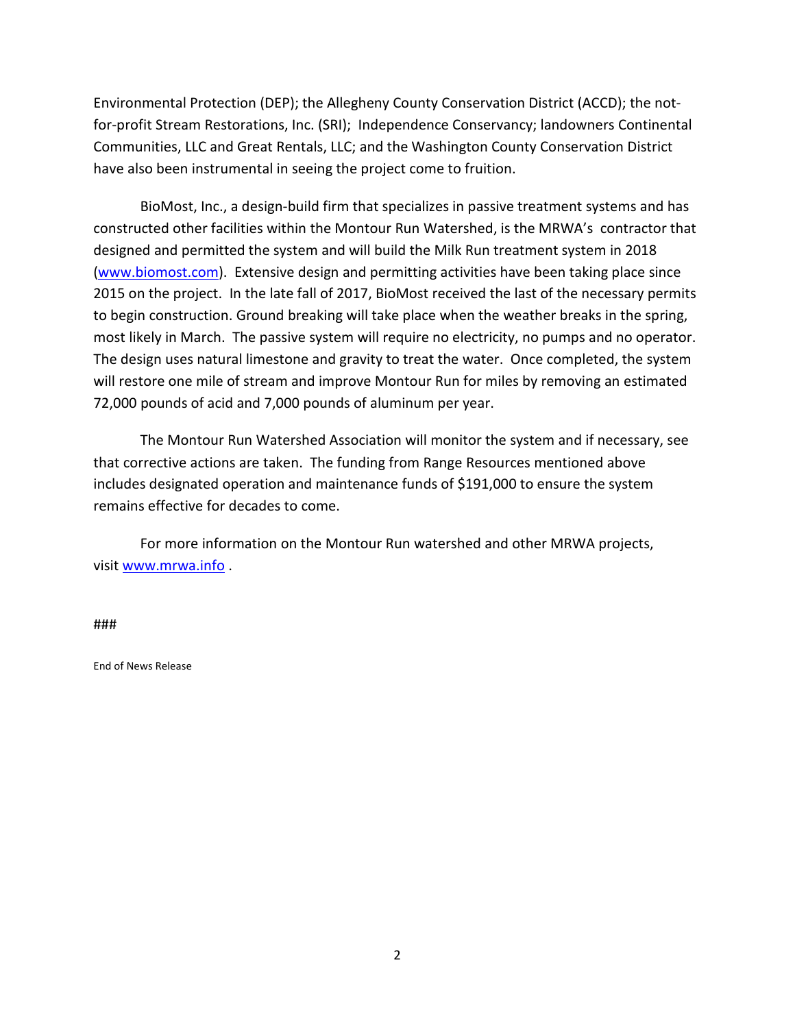Environmental Protection (DEP); the Allegheny County Conservation District (ACCD); the not-for-profit Stream Restorations, Inc. (SRI); Independence Conservancy; landowners Continental Communities, LLC and Great Rentals, LLC; and the Washington County Conservation District have also been instrumental in seeing the project come to fruition.

BioMost, Inc., a design-build firm that specializes in passive treatment systems and has constructed other facilities within the Montour Run Watershed, is the MRWA's contractor that designed and permitted the system and will build the Milk Run treatment system in 2018 (www.biomost.com). Extensive design and permitting activities have been taking place since 2015 on the project. In the late fall of 2017, BioMost received the last of the necessary permits to begin construction. Ground breaking will take place when the weather breaks in the spring, most likely in March. The passive system will require no electricity, no pumps and no operator. The design uses natural limestone and gravity to treat the water. Once completed, the system will restore one mile of stream and improve Montour Run for miles by removing an estimated 72,000 pounds of acid and 7,000 pounds of aluminum per year.

The Montour Run Watershed Association will monitor the system and if necessary, see that corrective actions are taken. The funding from Range Resources mentioned above includes designated operation and maintenance funds of $191,000 to ensure the system remains effective for decades to come.

For more information on the Montour Run watershed and other MRWA projects, visit www.mrwa.info .

###

End of News Release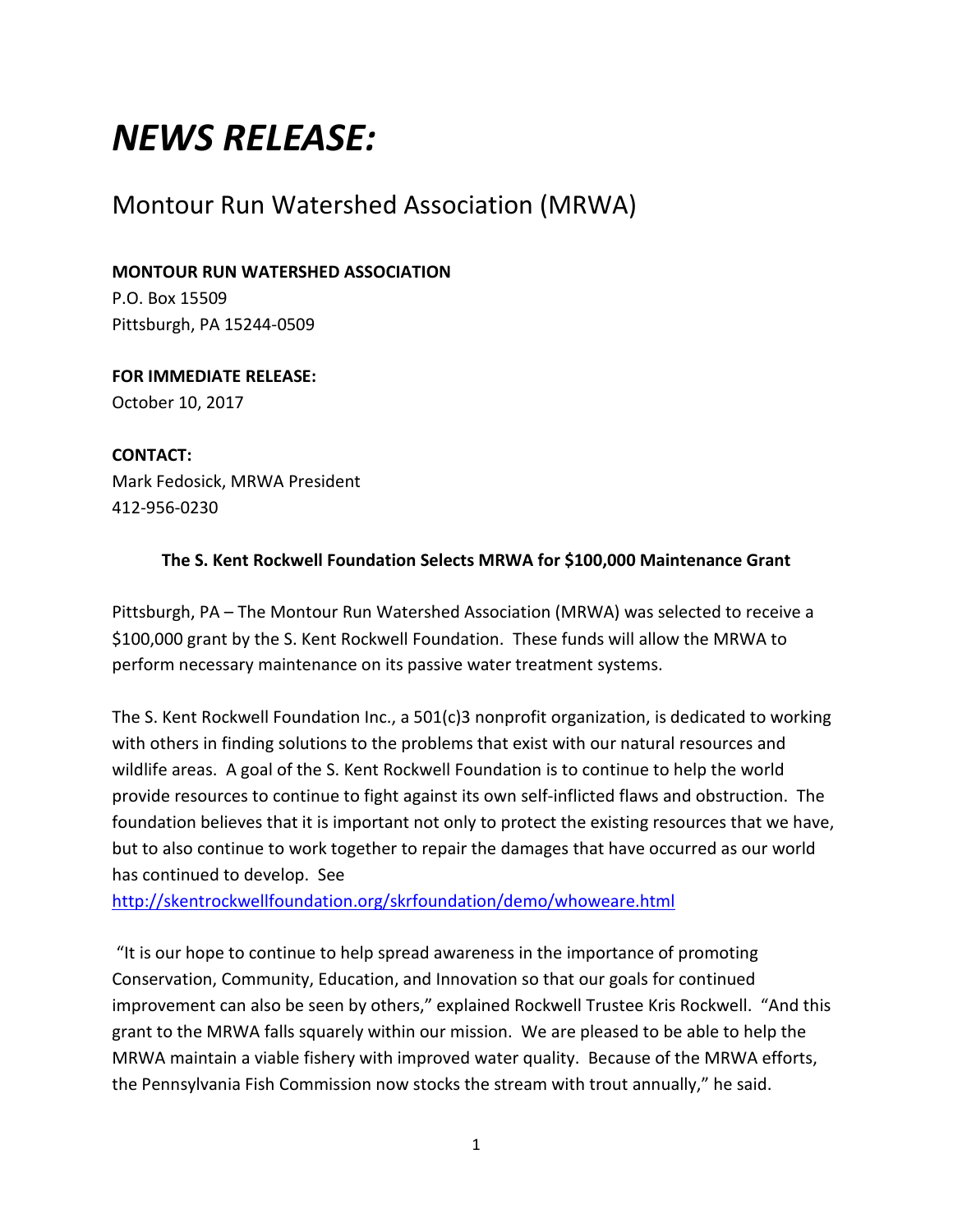# *NEWS RELEASE:*

## Montour Run Watershed Association (MRWA)

**MONTOUR RUN WATERSHED ASSOCIATION**
P.O. Box 15509
Pittsburgh, PA 15244-0509

**FOR IMMEDIATE RELEASE:**
October 10, 2017

**CONTACT:**
Mark Fedosick, MRWA President
412-956-0230

**The S. Kent Rockwell Foundation Selects MRWA for $100,000 Maintenance Grant**

Pittsburgh, PA – The Montour Run Watershed Association (MRWA) was selected to receive a $100,000 grant by the S. Kent Rockwell Foundation. These funds will allow the MRWA to perform necessary maintenance on its passive water treatment systems.

The S. Kent Rockwell Foundation Inc., a 501(c)3 nonprofit organization, is dedicated to working with others in finding solutions to the problems that exist with our natural resources and wildlife areas. A goal of the S. Kent Rockwell Foundation is to continue to help the world provide resources to continue to fight against its own self-inflicted flaws and obstruction. The foundation believes that it is important not only to protect the existing resources that we have, but to also continue to work together to repair the damages that have occurred as our world has continued to develop. See [http://skentrockwellfoundation.org/skrfoundation/demo/whoweare.html](http://skentrockwellfoundation.org/skrfoundation/demo/whoweare.html)

"It is our hope to continue to help spread awareness in the importance of promoting Conservation, Community, Education, and Innovation so that our goals for continued improvement can also be seen by others," explained Rockwell Trustee Kris Rockwell. "And this grant to the MRWA falls squarely within our mission. We are pleased to be able to help the MRWA maintain a viable fishery with improved water quality. Because of the MRWA efforts, the Pennsylvania Fish Commission now stocks the stream with trout annually," he said.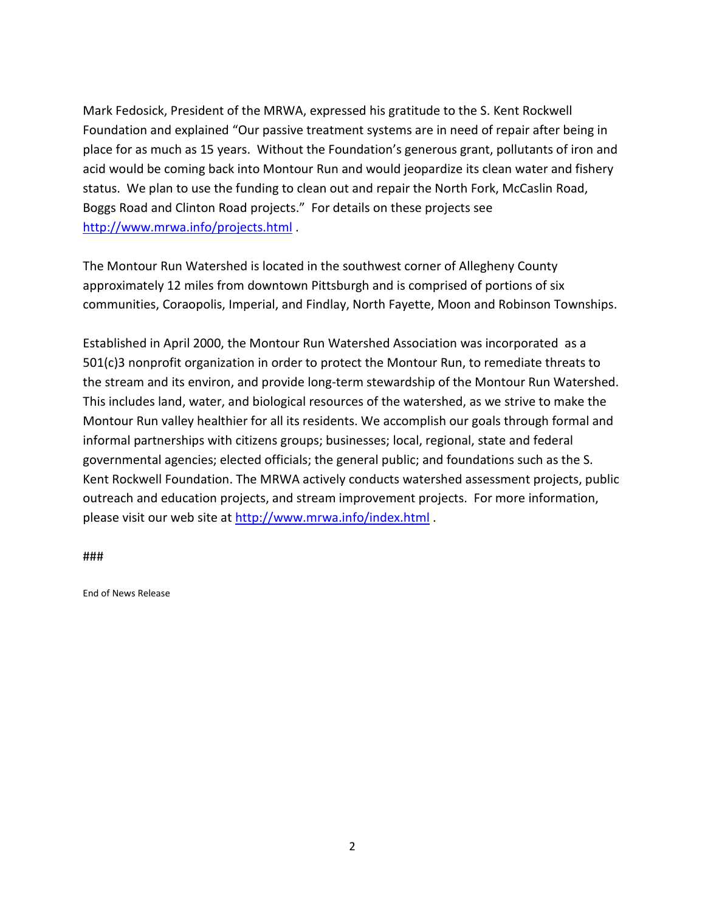Mark Fedosick, President of the MRWA, expressed his gratitude to the S. Kent Rockwell Foundation and explained "Our passive treatment systems are in need of repair after being in place for as much as 15 years. Without the Foundation's generous grant, pollutants of iron and acid would be coming back into Montour Run and would jeopardize its clean water and fishery status. We plan to use the funding to clean out and repair the North Fork, McCaslin Road, Boggs Road and Clinton Road projects." For details on these projects see http://www.mrwa.info/projects.html .

The Montour Run Watershed is located in the southwest corner of Allegheny County approximately 12 miles from downtown Pittsburgh and is comprised of portions of six communities, Coraopolis, Imperial, and Findlay, North Fayette, Moon and Robinson Townships.

Established in April 2000, the Montour Run Watershed Association was incorporated as a 501(c)3 nonprofit organization in order to protect the Montour Run, to remediate threats to the stream and its environ, and provide long-term stewardship of the Montour Run Watershed. This includes land, water, and biological resources of the watershed, as we strive to make the Montour Run valley healthier for all its residents. We accomplish our goals through formal and informal partnerships with citizens groups; businesses; local, regional, state and federal governmental agencies; elected officials; the general public; and foundations such as the S. Kent Rockwell Foundation. The MRWA actively conducts watershed assessment projects, public outreach and education projects, and stream improvement projects. For more information, please visit our web site at http://www.mrwa.info/index.html .

###

End of News Release